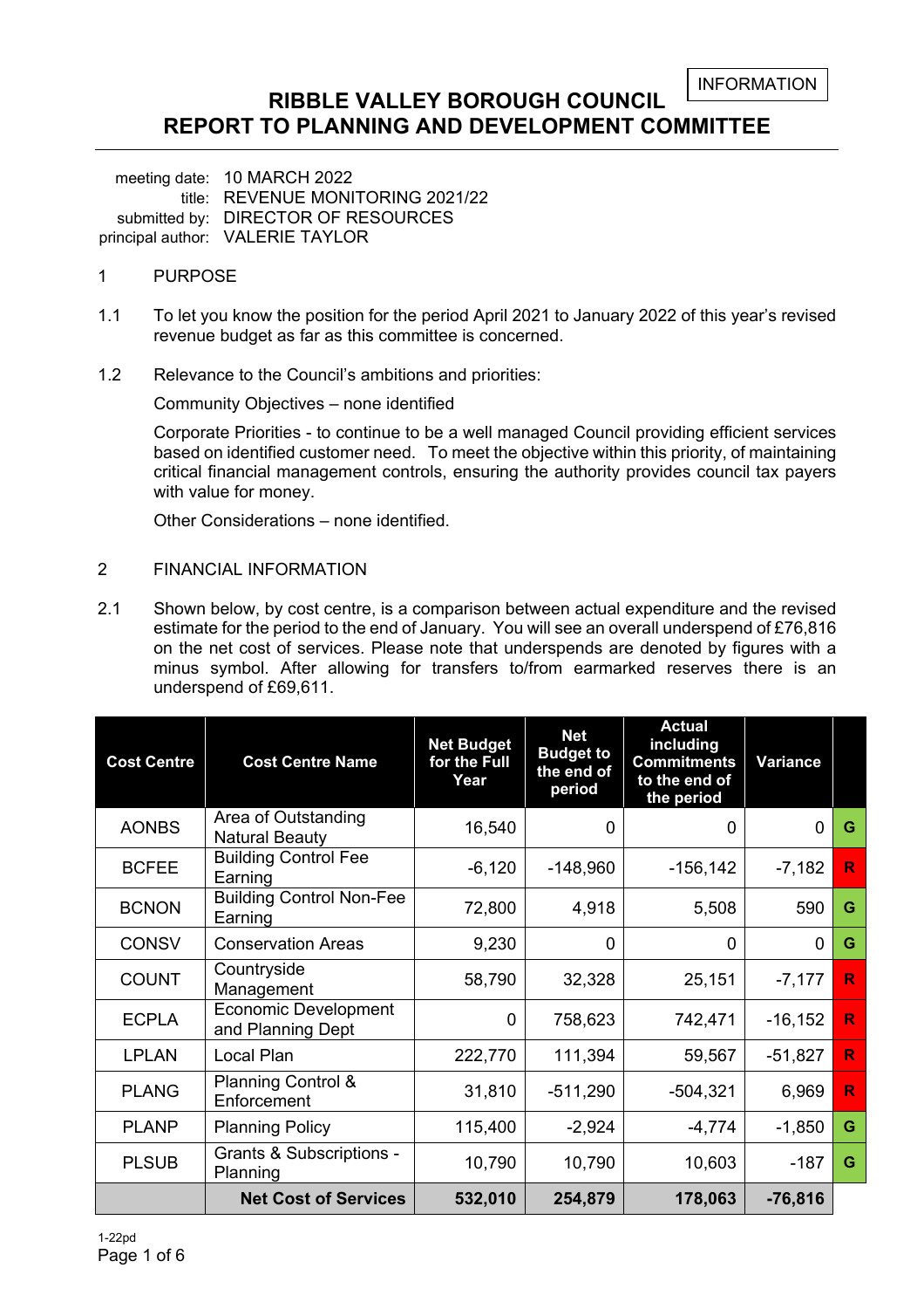INFORMATION

# RIBBLE VALLEY BOROUGH COUNCIL
# REPORT TO PLANNING AND DEVELOPMENT COMMITTEE

meeting date: 10 MARCH 2022
title: REVENUE MONITORING 2021/22
submitted by: DIRECTOR OF RESOURCES
principal author: VALERIE TAYLOR

1 PURPOSE

1.1 To let you know the position for the period April 2021 to January 2022 of this year's revised revenue budget as far as this committee is concerned.

1.2 Relevance to the Council's ambitions and priorities:

Community Objectives – none identified

Corporate Priorities - to continue to be a well managed Council providing efficient services based on identified customer need. To meet the objective within this priority, of maintaining critical financial management controls, ensuring the authority provides council tax payers with value for money.

Other Considerations – none identified.

2 FINANCIAL INFORMATION

2.1 Shown below, by cost centre, is a comparison between actual expenditure and the revised estimate for the period to the end of January. You will see an overall underspend of £76,816 on the net cost of services. Please note that underspends are denoted by figures with a minus symbol. After allowing for transfers to/from earmarked reserves there is an underspend of £69,611.

| Cost Centre | Cost Centre Name | Net Budget for the Full Year | Net Budget to the end of period | Actual including Commitments to the end of the period | Variance | |
|---|---|---|---|---|---|---|
| AONBS | Area of Outstanding Natural Beauty | 16,540 | 0 | 0 | 0 | G |
| BCFEE | Building Control Fee Earning | -6,120 | -148,960 | -156,142 | -7,182 | R |
| BCNON | Building Control Non-Fee Earning | 72,800 | 4,918 | 5,508 | 590 | G |
| CONSV | Conservation Areas | 9,230 | 0 | 0 | 0 | G |
| COUNT | Countryside Management | 58,790 | 32,328 | 25,151 | -7,177 | R |
| ECPLA | Economic Development and Planning Dept | 0 | 758,623 | 742,471 | -16,152 | R |
| LPLAN | Local Plan | 222,770 | 111,394 | 59,567 | -51,827 | R |
| PLANG | Planning Control & Enforcement | 31,810 | -511,290 | -504,321 | 6,969 | R |
| PLANP | Planning Policy | 115,400 | -2,924 | -4,774 | -1,850 | G |
| PLSUB | Grants & Subscriptions - Planning | 10,790 | 10,790 | 10,603 | -187 | G |
| | **Net Cost of Services** | **532,010** | **254,879** | **178,063** | **-76,816** | |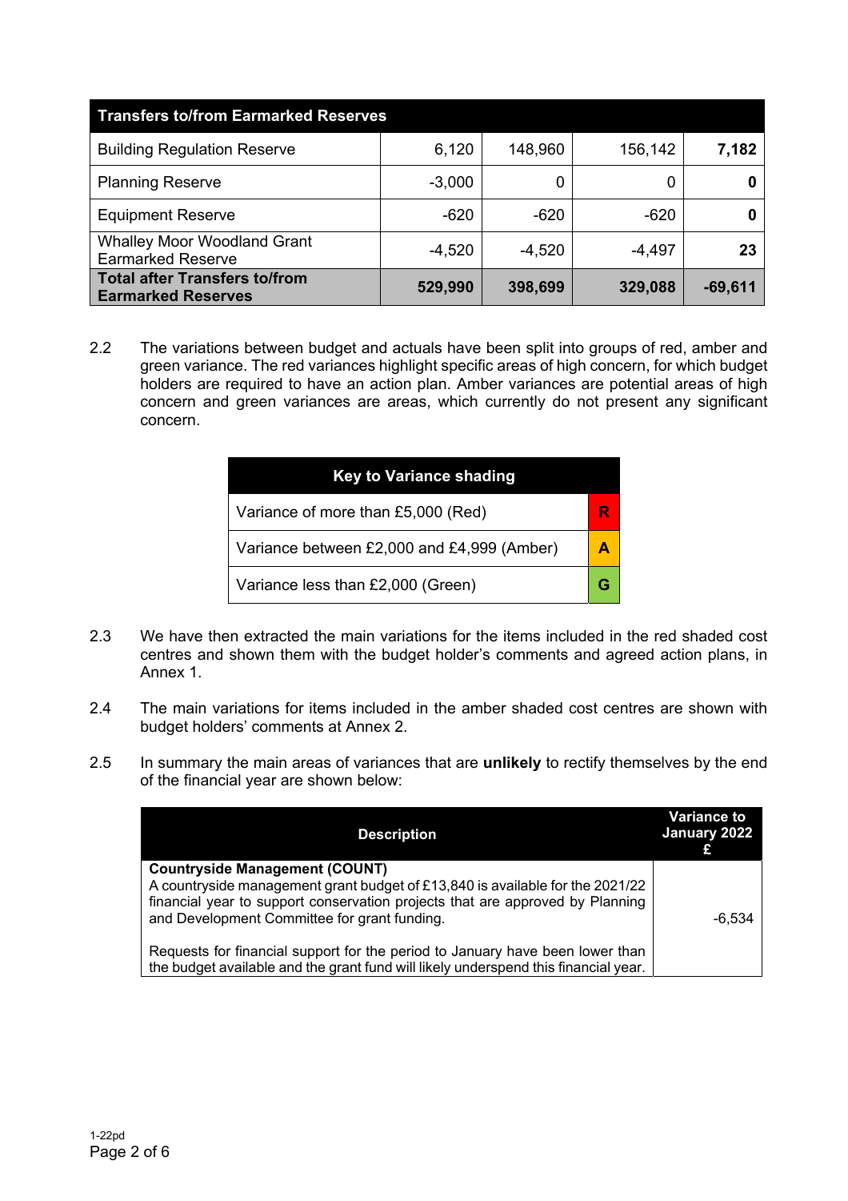| Transfers to/from Earmarked Reserves | | | | |
|---|---|---|---|---|
| Building Regulation Reserve | 6,120 | 148,960 | 156,142 | **7,182** |
| Planning Reserve | -3,000 | 0 | 0 | **0** |
| Equipment Reserve | -620 | -620 | -620 | **0** |
| Whalley Moor Woodland Grant Earmarked Reserve | -4,520 | -4,520 | -4,497 | **23** |
| **Total after Transfers to/from Earmarked Reserves** | **529,990** | **398,699** | **329,088** | **-69,611** |

2.2 The variations between budget and actuals have been split into groups of red, amber and green variance. The red variances highlight specific areas of high concern, for which budget holders are required to have an action plan. Amber variances are potential areas of high concern and green variances are areas, which currently do not present any significant concern.

| Key to Variance shading | |
|---|---|
| Variance of more than £5,000 (Red) | R |
| Variance between £2,000 and £4,999 (Amber) | A |
| Variance less than £2,000 (Green) | G |

2.3 We have then extracted the main variations for the items included in the red shaded cost centres and shown them with the budget holder's comments and agreed action plans, in Annex 1.

2.4 The main variations for items included in the amber shaded cost centres are shown with budget holders' comments at Annex 2.

2.5 In summary the main areas of variances that are **unlikely** to rectify themselves by the end of the financial year are shown below:

| Description | Variance to January 2022 £ |
|---|---|
| **Countryside Management (COUNT)**<br>A countryside management grant budget of £13,840 is available for the 2021/22 financial year to support conservation projects that are approved by Planning and Development Committee for grant funding.<br><br>Requests for financial support for the period to January have been lower than the budget available and the grant fund will likely underspend this financial year. | -6,534 |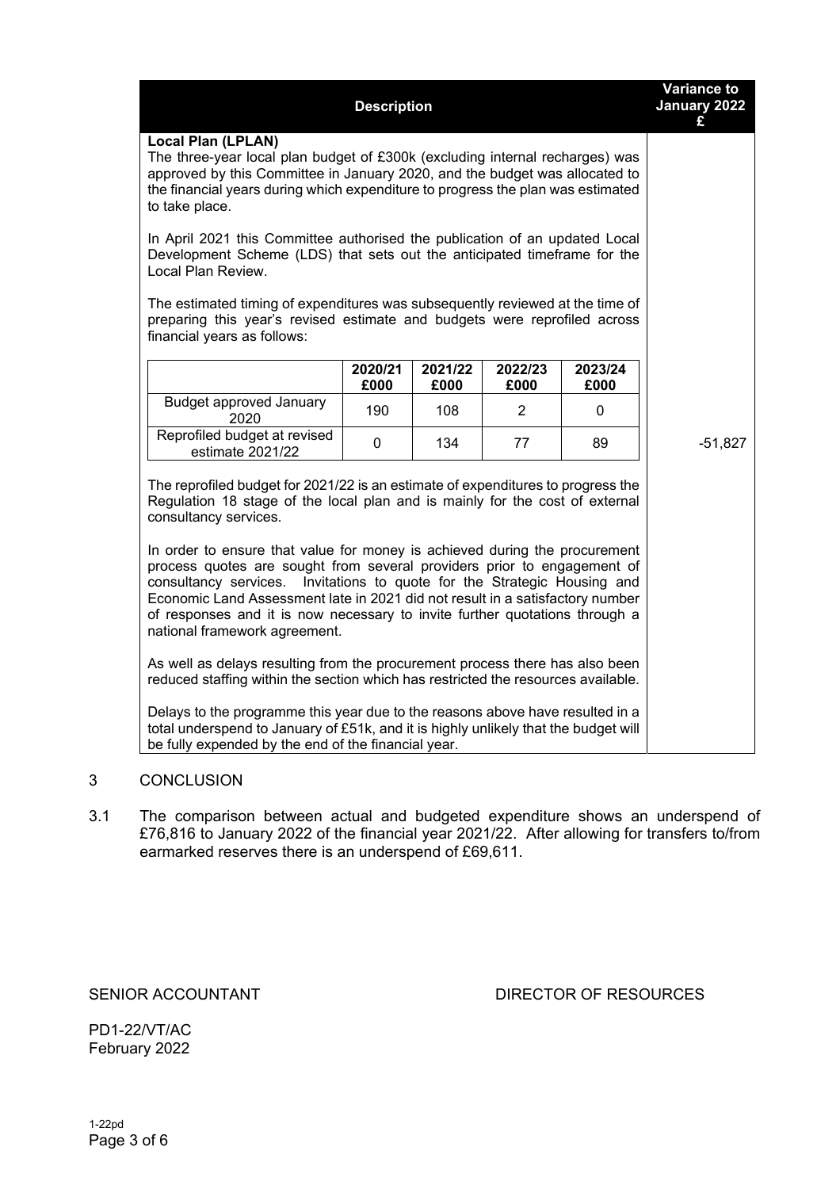| Description | Variance to January 2022 £ |
|---|---|
| **Local Plan (LPLAN)**<br>The three-year local plan budget of £300k (excluding internal recharges) was approved by this Committee in January 2020, and the budget was allocated to the financial years during which expenditure to progress the plan was estimated to take place.<br><br>In April 2021 this Committee authorised the publication of an updated Local Development Scheme (LDS) that sets out the anticipated timeframe for the Local Plan Review.<br><br>The estimated timing of expenditures was subsequently reviewed at the time of preparing this year's revised estimate and budgets were reprofiled across financial years as follows: | |

| | 2020/21 £000 | 2021/22 £000 | 2022/23 £000 | 2023/24 £000 |
|---|---|---|---|---|
| Budget approved January 2020 | 190 | 108 | 2 | 0 |
| Reprofiled budget at revised estimate 2021/22 | 0 | 134 | 77 | 89 |

Variance to January 2022: -51,827

The reprofiled budget for 2021/22 is an estimate of expenditures to progress the Regulation 18 stage of the local plan and is mainly for the cost of external consultancy services.

In order to ensure that value for money is achieved during the procurement process quotes are sought from several providers prior to engagement of consultancy services. Invitations to quote for the Strategic Housing and Economic Land Assessment late in 2021 did not result in a satisfactory number of responses and it is now necessary to invite further quotations through a national framework agreement.

As well as delays resulting from the procurement process there has also been reduced staffing within the section which has restricted the resources available.

Delays to the programme this year due to the reasons above have resulted in a total underspend to January of £51k, and it is highly unlikely that the budget will be fully expended by the end of the financial year.

## 3 CONCLUSION

3.1 The comparison between actual and budgeted expenditure shows an underspend of £76,816 to January 2022 of the financial year 2021/22. After allowing for transfers to/from earmarked reserves there is an underspend of £69,611.

SENIOR ACCOUNTANT DIRECTOR OF RESOURCES

PD1-22/VT/AC
February 2022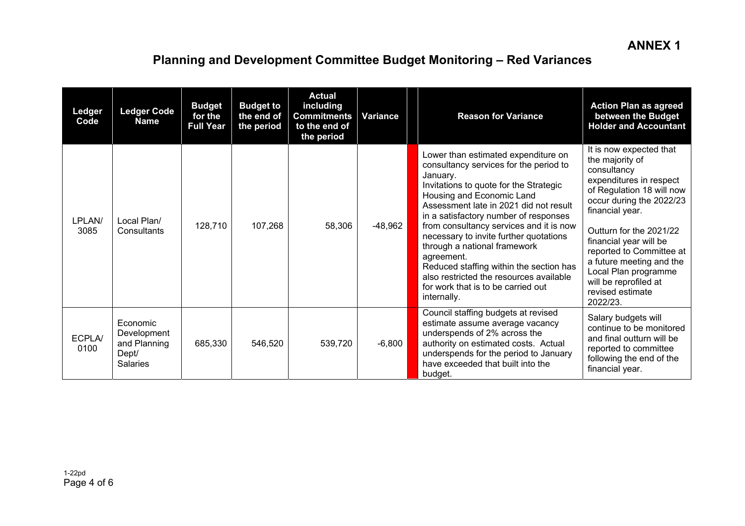**ANNEX 1**

# Planning and Development Committee Budget Monitoring – Red Variances

| Ledger Code | Ledger Code Name | Budget for the Full Year | Budget to the end of the period | Actual including Commitments to the end of the period | Variance | | Reason for Variance | Action Plan as agreed between the Budget Holder and Accountant |
|---|---|---|---|---|---|---|---|---|
| LPLAN/ 3085 | Local Plan/ Consultants | 128,710 | 107,268 | 58,306 | -48,962 | | Lower than estimated expenditure on consultancy services for the period to January. Invitations to quote for the Strategic Housing and Economic Land Assessment late in 2021 did not result in a satisfactory number of responses from consultancy services and it is now necessary to invite further quotations through a national framework agreement. Reduced staffing within the section has also restricted the resources available for work that is to be carried out internally. | It is now expected that the majority of consultancy expenditures in respect of Regulation 18 will now occur during the 2022/23 financial year. Outturn for the 2021/22 financial year will be reported to Committee at a future meeting and the Local Plan programme will be reprofiled at revised estimate 2022/23. |
| ECPLA/ 0100 | Economic Development and Planning Dept/ Salaries | 685,330 | 546,520 | 539,720 | -6,800 | | Council staffing budgets at revised estimate assume average vacancy underspends of 2% across the authority on estimated costs. Actual underspends for the period to January have exceeded that built into the budget. | Salary budgets will continue to be monitored and final outturn will be reported to committee following the end of the financial year. |

1-22pd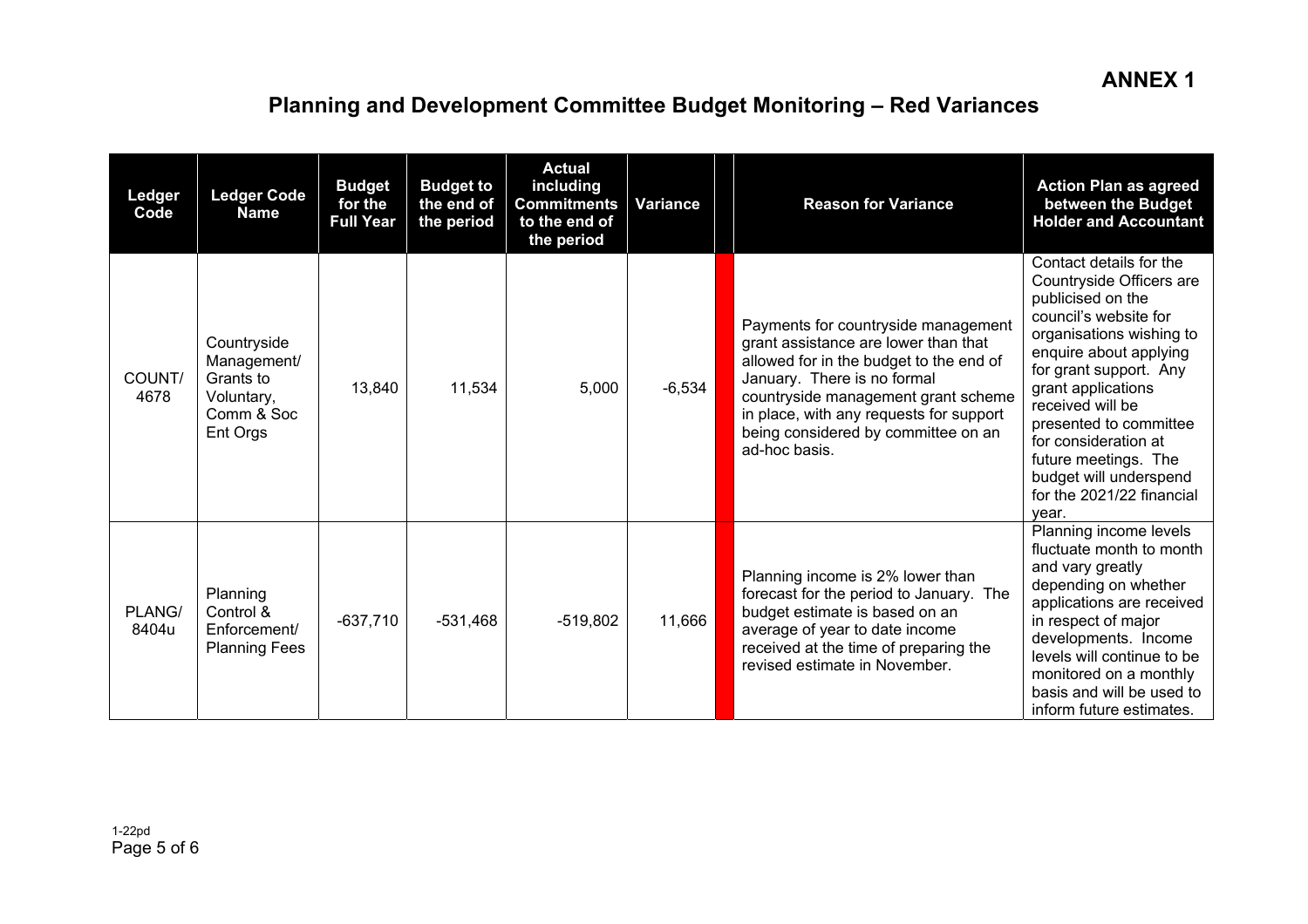**ANNEX 1**

# Planning and Development Committee Budget Monitoring – Red Variances

| Ledger Code | Ledger Code Name | Budget for the Full Year | Budget to the end of the period | Actual including Commitments to the end of the period | Variance | | Reason for Variance | Action Plan as agreed between the Budget Holder and Accountant |
|---|---|---|---|---|---|---|---|---|
| COUNT/ 4678 | Countryside Management/ Grants to Voluntary, Comm & Soc Ent Orgs | 13,840 | 11,534 | 5,000 | -6,534 | | Payments for countryside management grant assistance are lower than that allowed for in the budget to the end of January. There is no formal countryside management grant scheme in place, with any requests for support being considered by committee on an ad-hoc basis. | Contact details for the Countryside Officers are publicised on the council's website for organisations wishing to enquire about applying for grant support. Any grant applications received will be presented to committee for consideration at future meetings. The budget will underspend for the 2021/22 financial year. |
| PLANG/ 8404u | Planning Control & Enforcement/ Planning Fees | -637,710 | -531,468 | -519,802 | 11,666 | | Planning income is 2% lower than forecast for the period to January. The budget estimate is based on an average of year to date income received at the time of preparing the revised estimate in November. | Planning income levels fluctuate month to month and vary greatly depending on whether applications are received in respect of major developments. Income levels will continue to be monitored on a monthly basis and will be used to inform future estimates. |

1-22pd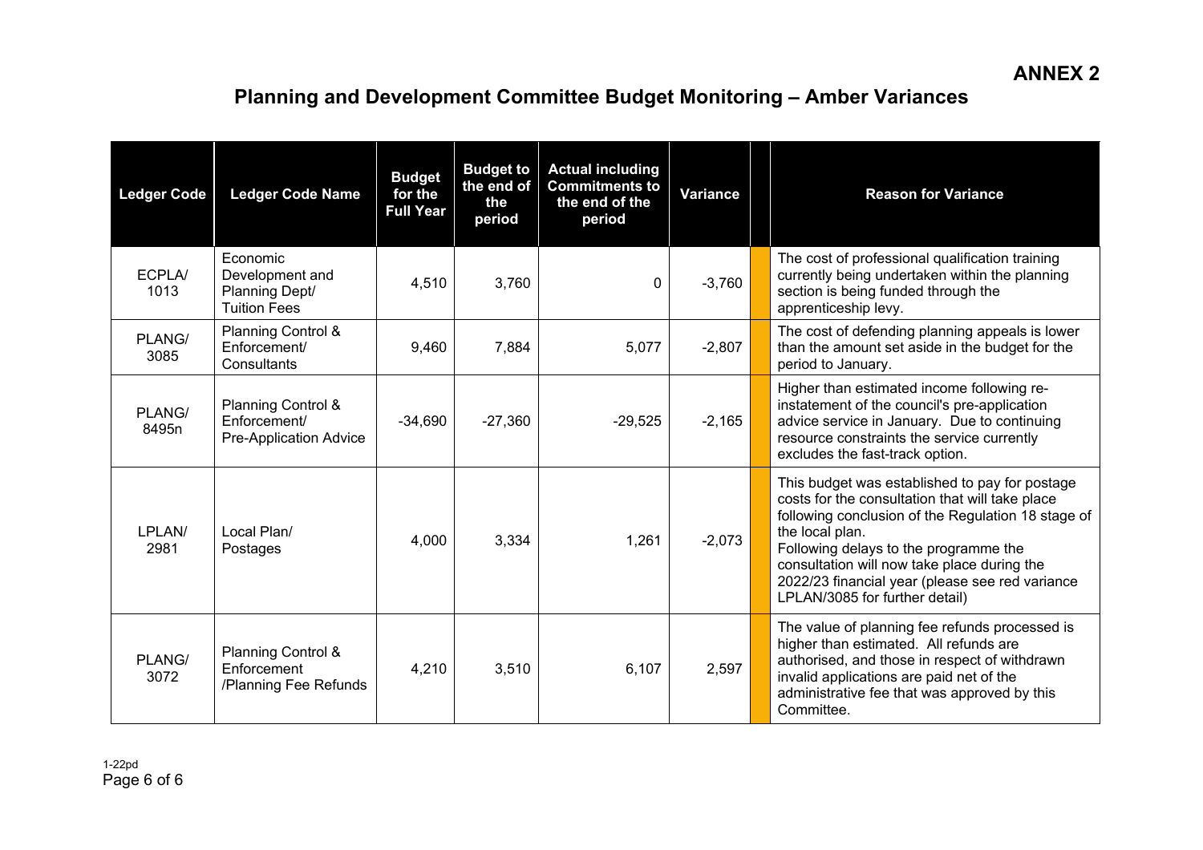**ANNEX 2**

# Planning and Development Committee Budget Monitoring – Amber Variances

| Ledger Code | Ledger Code Name | Budget for the Full Year | Budget to the end of the period | Actual including Commitments to the end of the period | Variance | | Reason for Variance |
|---|---|---|---|---|---|---|---|
| ECPLA/ 1013 | Economic Development and Planning Dept/ Tuition Fees | 4,510 | 3,760 | 0 | -3,760 | | The cost of professional qualification training currently being undertaken within the planning section is being funded through the apprenticeship levy. |
| PLANG/ 3085 | Planning Control & Enforcement/ Consultants | 9,460 | 7,884 | 5,077 | -2,807 | | The cost of defending planning appeals is lower than the amount set aside in the budget for the period to January. |
| PLANG/ 8495n | Planning Control & Enforcement/ Pre-Application Advice | -34,690 | -27,360 | -29,525 | -2,165 | | Higher than estimated income following re-instatement of the council's pre-application advice service in January. Due to continuing resource constraints the service currently excludes the fast-track option. |
| LPLAN/ 2981 | Local Plan/ Postages | 4,000 | 3,334 | 1,261 | -2,073 | | This budget was established to pay for postage costs for the consultation that will take place following conclusion of the Regulation 18 stage of the local plan.<br>Following delays to the programme the consultation will now take place during the 2022/23 financial year (please see red variance LPLAN/3085 for further detail) |
| PLANG/ 3072 | Planning Control & Enforcement /Planning Fee Refunds | 4,210 | 3,510 | 6,107 | 2,597 | | The value of planning fee refunds processed is higher than estimated. All refunds are authorised, and those in respect of withdrawn invalid applications are paid net of the administrative fee that was approved by this Committee. |

1-22pd